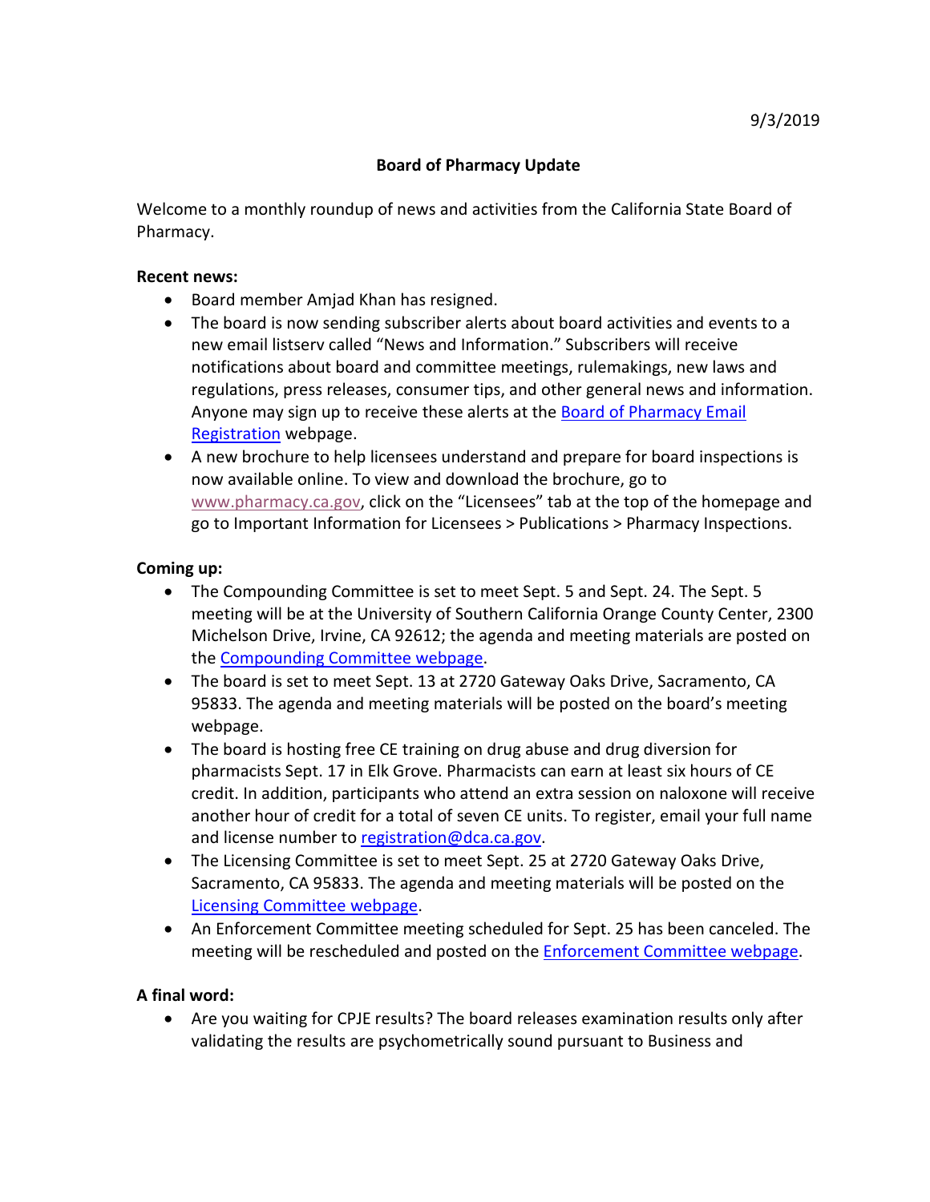9/3/2019

# Board of Pharmacy Update

Welcome to a monthly roundup of news and activities from the California State Board of Pharmacy.

**Recent news:**

- Board member Amjad Khan has resigned.
- The board is now sending subscriber alerts about board activities and events to a new email listserv called "News and Information." Subscribers will receive notifications about board and committee meetings, rulemakings, new laws and regulations, press releases, consumer tips, and other general news and information. Anyone may sign up to receive these alerts at the Board of Pharmacy Email Registration webpage.
- A new brochure to help licensees understand and prepare for board inspections is now available online. To view and download the brochure, go to www.pharmacy.ca.gov, click on the "Licensees" tab at the top of the homepage and go to Important Information for Licensees > Publications > Pharmacy Inspections.

**Coming up:**

- The Compounding Committee is set to meet Sept. 5 and Sept. 24. The Sept. 5 meeting will be at the University of Southern California Orange County Center, 2300 Michelson Drive, Irvine, CA 92612; the agenda and meeting materials are posted on the Compounding Committee webpage.
- The board is set to meet Sept. 13 at 2720 Gateway Oaks Drive, Sacramento, CA 95833. The agenda and meeting materials will be posted on the board's meeting webpage.
- The board is hosting free CE training on drug abuse and drug diversion for pharmacists Sept. 17 in Elk Grove. Pharmacists can earn at least six hours of CE credit. In addition, participants who attend an extra session on naloxone will receive another hour of credit for a total of seven CE units. To register, email your full name and license number to registration@dca.ca.gov.
- The Licensing Committee is set to meet Sept. 25 at 2720 Gateway Oaks Drive, Sacramento, CA 95833. The agenda and meeting materials will be posted on the Licensing Committee webpage.
- An Enforcement Committee meeting scheduled for Sept. 25 has been canceled. The meeting will be rescheduled and posted on the Enforcement Committee webpage.

**A final word:**

- Are you waiting for CPJE results? The board releases examination results only after validating the results are psychometrically sound pursuant to Business and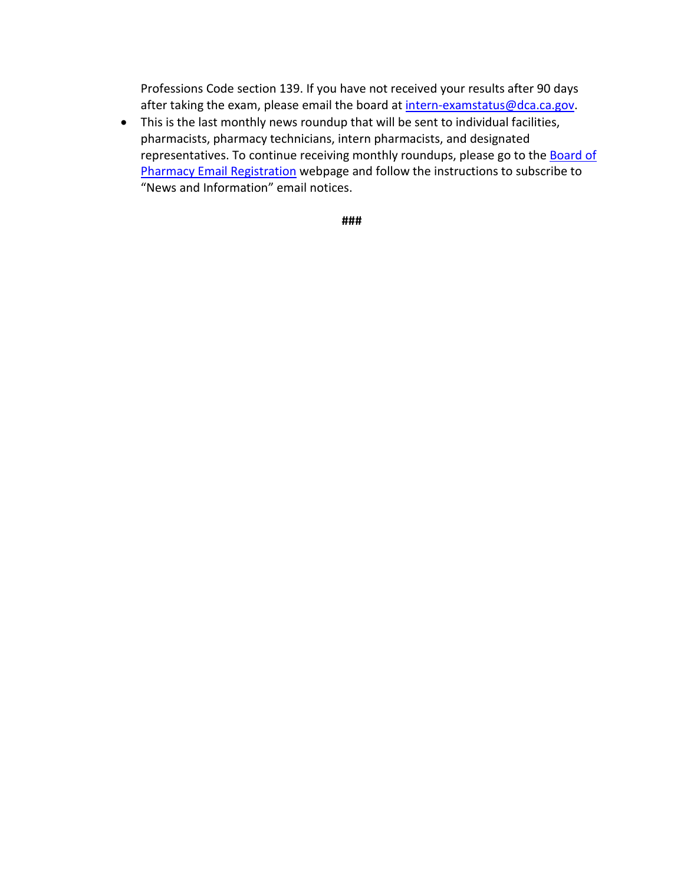Professions Code section 139. If you have not received your results after 90 days after taking the exam, please email the board at intern-examstatus@dca.ca.gov.

- This is the last monthly news roundup that will be sent to individual facilities, pharmacists, pharmacy technicians, intern pharmacists, and designated representatives. To continue receiving monthly roundups, please go to the Board of Pharmacy Email Registration webpage and follow the instructions to subscribe to "News and Information" email notices.

**###**